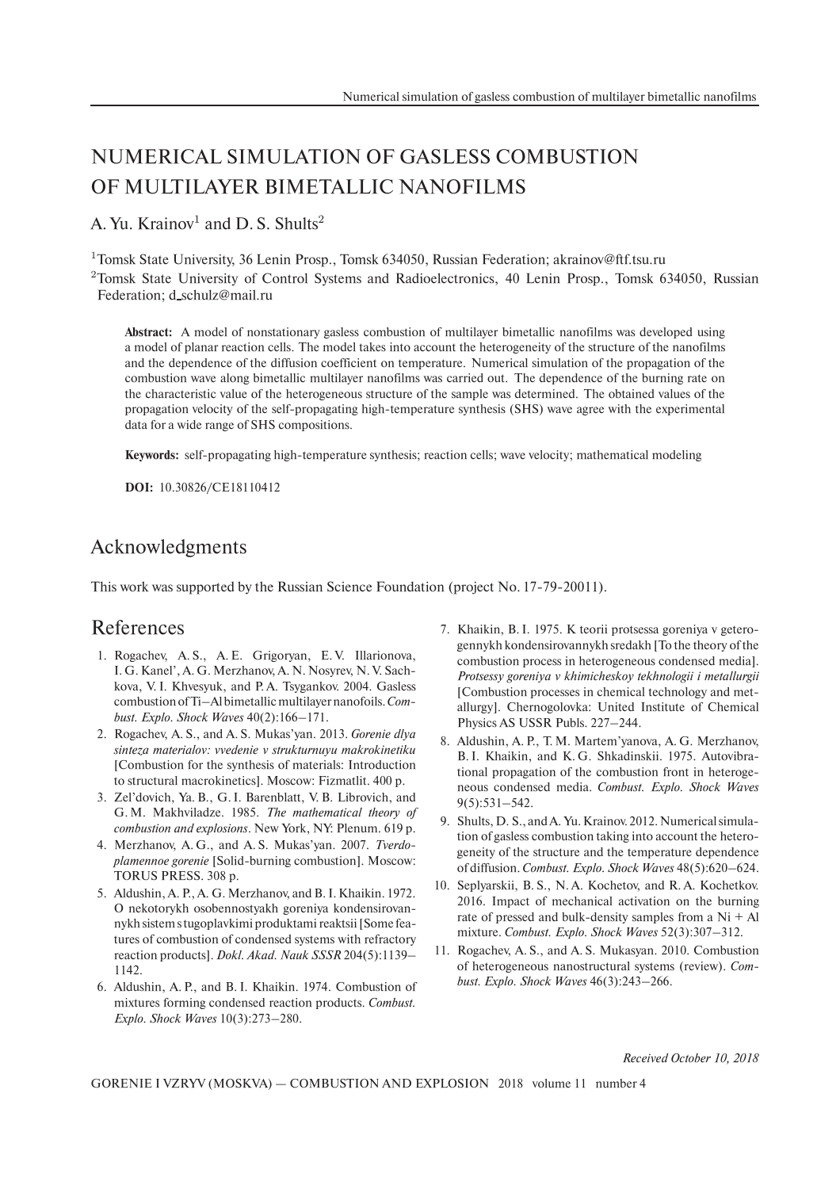# NUMERICAL SIMULATION OF GASLESS COMBUSTION OF MULTILAYER BIMETALLIC NANOFILMS

A. Yu. Krainov[1] and D. S. Shults[2]

[1]Tomsk State University, 36 Lenin Prosp., Tomsk 634050, Russian Federation; akrainov@ftf.tsu.ru

[2]Tomsk State University of Control Systems and Radioelectronics, 40 Lenin Prosp., Tomsk 634050, Russian Federation; d_schulz@mail.ru

**Abstract:** A model of nonstationary gasless combustion of multilayer bimetallic nanofilms was developed using a model of planar reaction cells. The model takes into account the heterogeneity of the structure of the nanofilms and the dependence of the diffusion coefficient on temperature. Numerical simulation of the propagation of the combustion wave along bimetallic multilayer nanofilms was carried out. The dependence of the burning rate on the characteristic value of the heterogeneous structure of the sample was determined. The obtained values of the propagation velocity of the self-propagating high-temperature synthesis (SHS) wave agree with the experimental data for a wide range of SHS compositions.

**Keywords:** self-propagating high-temperature synthesis; reaction cells; wave velocity; mathematical modeling

**DOI:** 10.30826/CE18110412

## Acknowledgments

This work was supported by the Russian Science Foundation (project No. 17-79-20011).

## References

1. Rogachev, A. S., A. E. Grigoryan, E. V. Illarionova, I. G. Kanel', A. G. Merzhanov, A. N. Nosyrev, N. V. Sachkova, V. I. Khvesyuk, and P. A. Tsygankov. 2004. Gasless combustion of Ti–Al bimetallic multilayer nanofoils. *Combust. Explo. Shock Waves* 40(2):166–171.
2. Rogachev, A. S., and A. S. Mukas'yan. 2013. *Gorenie dlya sinteza materialov: vvedenie v strukturnuyu makrokinetiku* [Combustion for the synthesis of materials: Introduction to structural macrokinetics]. Moscow: Fizmatlit. 400 p.
3. Zel'dovich, Ya. B., G. I. Barenblatt, V. B. Librovich, and G. M. Makhviladze. 1985. *The mathematical theory of combustion and explosions*. New York, NY: Plenum. 619 p.
4. Merzhanov, A. G., and A. S. Mukas'yan. 2007. *Tverdoplamennoe gorenie* [Solid-burning combustion]. Moscow: TORUS PRESS. 308 p.
5. Aldushin, A. P., A. G. Merzhanov, and B. I. Khaikin. 1972. O nekotorykh osobennostyakh goreniya kondensirovannykh sistem s tugoplavkimi produktami reaktsii [Some features of combustion of condensed systems with refractory reaction products]. *Dokl. Akad. Nauk SSSR* 204(5):1139–1142.
6. Aldushin, A. P., and B. I. Khaikin. 1974. Combustion of mixtures forming condensed reaction products. *Combust. Explo. Shock Waves* 10(3):273–280.
7. Khaikin, B. I. 1975. K teorii protsessa goreniya v geterogennykh kondensirovannykh sredakh [To the theory of the combustion process in heterogeneous condensed media]. *Protsessy goreniya v khimicheskoy tekhnologii i metallurgii* [Combustion processes in chemical technology and metallurgy]. Chernogolovka: United Institute of Chemical Physics AS USSR Publs. 227–244.
8. Aldushin, A. P., T. M. Martem'yanova, A. G. Merzhanov, B. I. Khaikin, and K. G. Shkadinskii. 1975. Autovibrational propagation of the combustion front in heterogeneous condensed media. *Combust. Explo. Shock Waves* 9(5):531–542.
9. Shults, D. S., and A. Yu. Krainov. 2012. Numerical simulation of gasless combustion taking into account the heterogeneity of the structure and the temperature dependence of diffusion. *Combust. Explo. Shock Waves* 48(5):620–624.
10. Seplyarskii, B. S., N. A. Kochetov, and R. A. Kochetkov. 2016. Impact of mechanical activation on the burning rate of pressed and bulk-density samples from a Ni + Al mixture. *Combust. Explo. Shock Waves* 52(3):307–312.
11. Rogachev, A. S., and A. S. Mukasyan. 2010. Combustion of heterogeneous nanostructural systems (review). *Combust. Explo. Shock Waves* 46(3):243–266.

*Received October 10, 2018*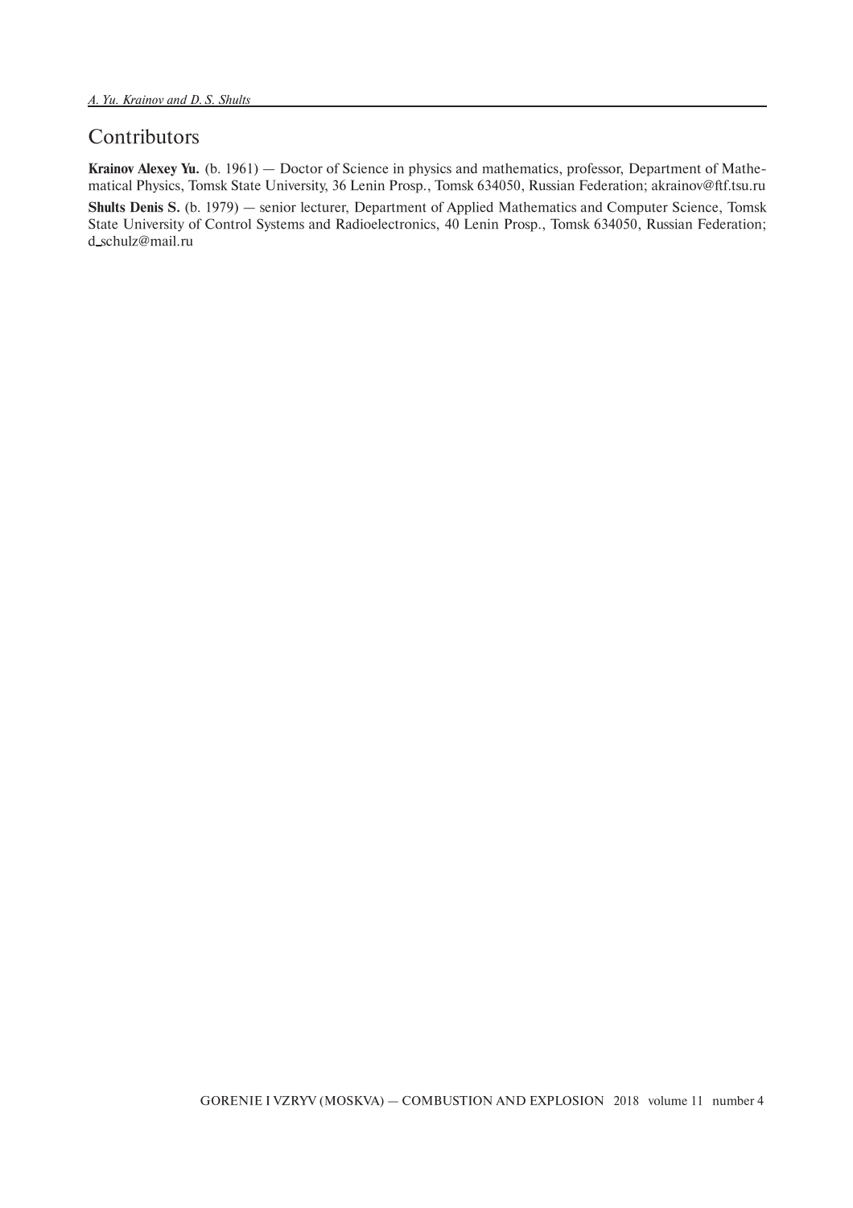## Contributors

**Krainov Alexey Yu.** (b. 1961) — Doctor of Science in physics and mathematics, professor, Department of Mathematical Physics, Tomsk State University, 36 Lenin Prosp., Tomsk 634050, Russian Federation; akrainov@ftf.tsu.ru

**Shults Denis S.** (b. 1979) — senior lecturer, Department of Applied Mathematics and Computer Science, Tomsk State University of Control Systems and Radioelectronics, 40 Lenin Prosp., Tomsk 634050, Russian Federation; d_schulz@mail.ru